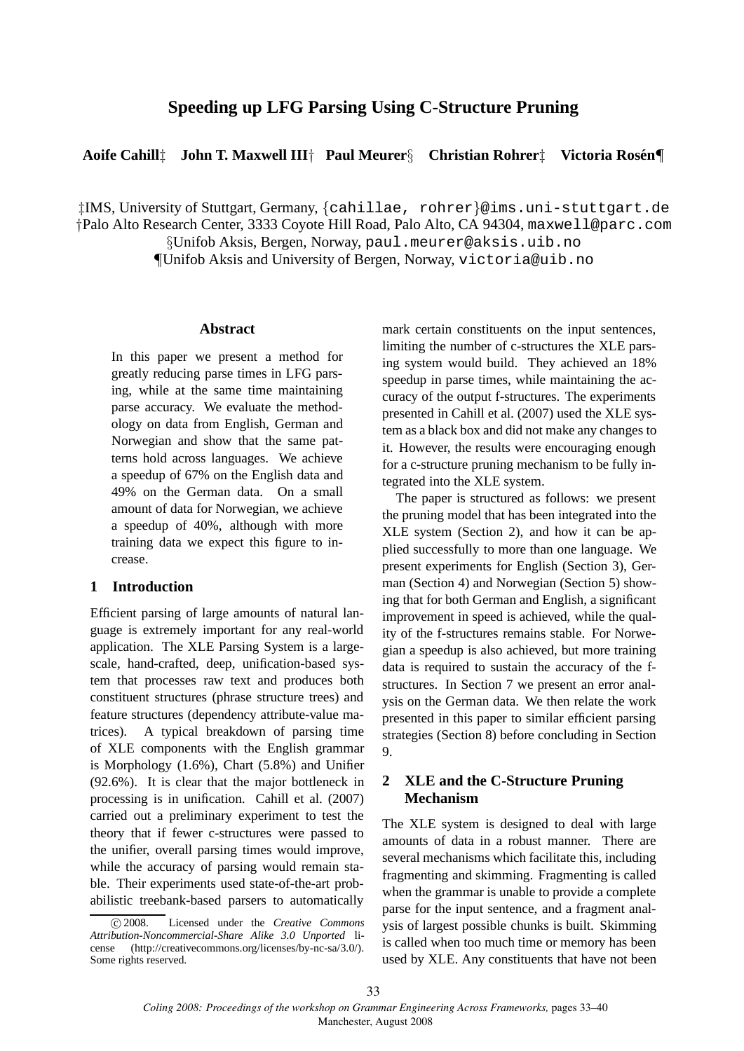# Speeding up LFG Parsing Using C-Structure Pruning

**Aoife Cahill‡ John T. Maxwell III† Paul Meurer§ Christian Rohrer‡ Victoria Rosén¶**

‡IMS, University of Stuttgart, Germany, {cahillae, rohrer}@ims.uni-stuttgart.de
†Palo Alto Research Center, 3333 Coyote Hill Road, Palo Alto, CA 94304, maxwell@parc.com
§Unifob Aksis, Bergen, Norway, paul.meurer@aksis.uib.no
¶Unifob Aksis and University of Bergen, Norway, victoria@uib.no

## Abstract

In this paper we present a method for greatly reducing parse times in LFG parsing, while at the same time maintaining parse accuracy. We evaluate the methodology on data from English, German and Norwegian and show that the same patterns hold across languages. We achieve a speedup of 67% on the English data and 49% on the German data. On a small amount of data for Norwegian, we achieve a speedup of 40%, although with more training data we expect this figure to increase.

## 1 Introduction

Efficient parsing of large amounts of natural language is extremely important for any real-world application. The XLE Parsing System is a large-scale, hand-crafted, deep, unification-based system that processes raw text and produces both constituent structures (phrase structure trees) and feature structures (dependency attribute-value matrices). A typical breakdown of parsing time of XLE components with the English grammar is Morphology (1.6%), Chart (5.8%) and Unifier (92.6%). It is clear that the major bottleneck in processing is in unification. Cahill et al. (2007) carried out a preliminary experiment to test the theory that if fewer c-structures were passed to the unifier, overall parsing times would improve, while the accuracy of parsing would remain stable. Their experiments used state-of-the-art probabilistic treebank-based parsers to automatically mark certain constituents on the input sentences, limiting the number of c-structures the XLE parsing system would build. They achieved an 18% speedup in parse times, while maintaining the accuracy of the output f-structures. The experiments presented in Cahill et al. (2007) used the XLE system as a black box and did not make any changes to it. However, the results were encouraging enough for a c-structure pruning mechanism to be fully integrated into the XLE system.

The paper is structured as follows: we present the pruning model that has been integrated into the XLE system (Section 2), and how it can be applied successfully to more than one language. We present experiments for English (Section 3), German (Section 4) and Norwegian (Section 5) showing that for both German and English, a significant improvement in speed is achieved, while the quality of the f-structures remains stable. For Norwegian a speedup is also achieved, but more training data is required to sustain the accuracy of the f-structures. In Section 7 we present an error analysis on the German data. We then relate the work presented in this paper to similar efficient parsing strategies (Section 8) before concluding in Section 9.

## 2 XLE and the C-Structure Pruning Mechanism

The XLE system is designed to deal with large amounts of data in a robust manner. There are several mechanisms which facilitate this, including fragmenting and skimming. Fragmenting is called when the grammar is unable to provide a complete parse for the input sentence, and a fragment analysis of largest possible chunks is built. Skimming is called when too much time or memory has been used by XLE. Any constituents that have not been

© 2008. Licensed under the *Creative Commons Attribution-Noncommercial-Share Alike 3.0 Unported* license (http://creativecommons.org/licenses/by-nc-sa/3.0/). Some rights reserved.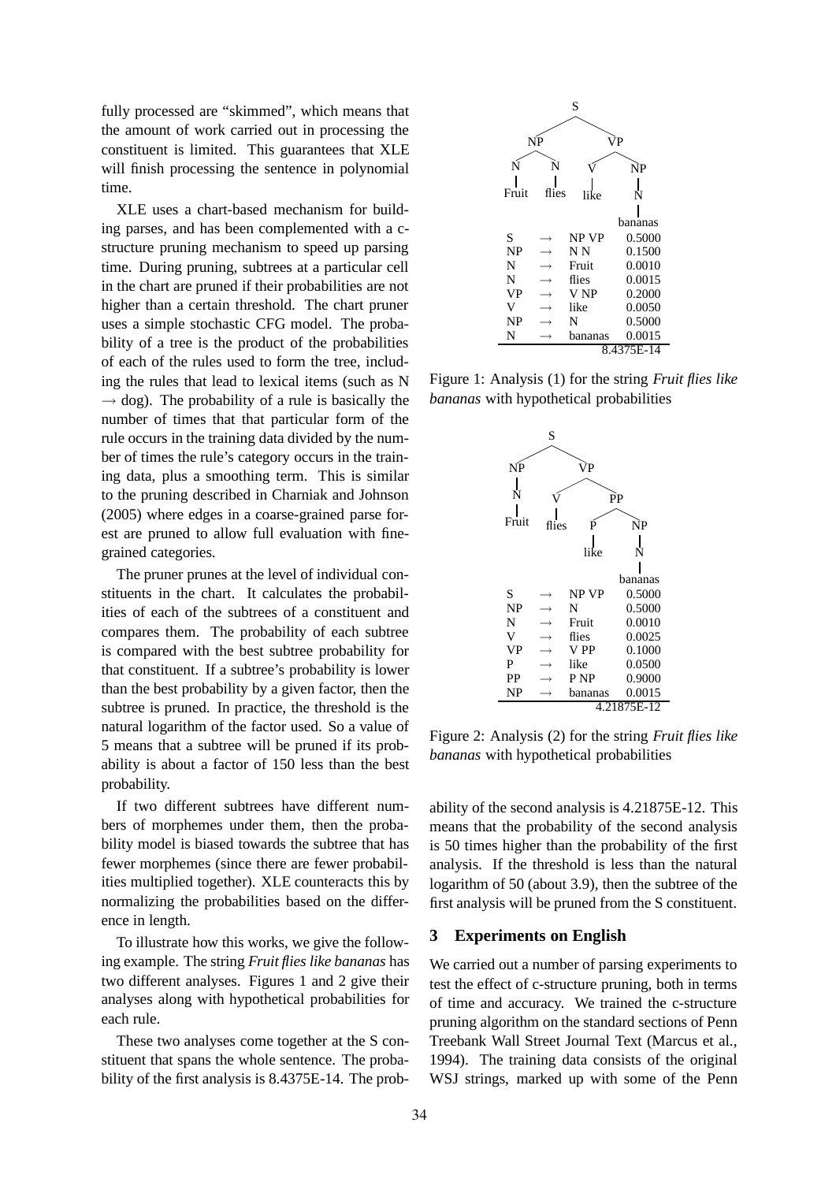fully processed are "skimmed", which means that the amount of work carried out in processing the constituent is limited. This guarantees that XLE will finish processing the sentence in polynomial time.

XLE uses a chart-based mechanism for building parses, and has been complemented with a c-structure pruning mechanism to speed up parsing time. During pruning, subtrees at a particular cell in the chart are pruned if their probabilities are not higher than a certain threshold. The chart pruner uses a simple stochastic CFG model. The probability of a tree is the product of the probabilities of each of the rules used to form the tree, including the rules that lead to lexical items (such as N → dog). The probability of a rule is basically the number of times that that particular form of the rule occurs in the training data divided by the number of times the rule's category occurs in the training data, plus a smoothing term. This is similar to the pruning described in Charniak and Johnson (2005) where edges in a coarse-grained parse forest are pruned to allow full evaluation with fine-grained categories.

The pruner prunes at the level of individual constituents in the chart. It calculates the probabilities of each of the subtrees of a constituent and compares them. The probability of each subtree is compared with the best subtree probability for that constituent. If a subtree's probability is lower than the best probability by a given factor, then the subtree is pruned. In practice, the threshold is the natural logarithm of the factor used. So a value of 5 means that a subtree will be pruned if its probability is about a factor of 150 less than the best probability.

If two different subtrees have different numbers of morphemes under them, then the probability model is biased towards the subtree that has fewer morphemes (since there are fewer probabilities multiplied together). XLE counteracts this by normalizing the probabilities based on the difference in length.

To illustrate how this works, we give the following example. The string *Fruit flies like bananas* has two different analyses. Figures 1 and 2 give their analyses along with hypothetical probabilities for each rule.

These two analyses come together at the S constituent that spans the whole sentence. The probability of the first analysis is 8.4375E-14. The probability of the second analysis is 4.21875E-12. This means that the probability of the second analysis is 50 times higher than the probability of the first analysis. If the threshold is less than the natural logarithm of 50 (about 3.9), then the subtree of the first analysis will be pruned from the S constituent.

```
                S
        NP              VP
     N      N        V      NP
   Fruit  flies     like     N
                           bananas
```

| | | | |
|---|---|---|---|
| S | → | NP VP | 0.5000 |
| NP | → | N N | 0.1500 |
| N | → | Fruit | 0.0010 |
| N | → | flies | 0.0015 |
| VP | → | V NP | 0.2000 |
| V | → | like | 0.0050 |
| NP | → | N | 0.5000 |
| N | → | bananas | 0.0015 |
| | | | 8.4375E-14 |

Figure 1: Analysis (1) for the string *Fruit flies like bananas* with hypothetical probabilities

```
          S
    NP          VP
    N        V       PP
  Fruit    flies   P     NP
                  like    N
                        bananas
```

| | | | |
|---|---|---|---|
| S | → | NP VP | 0.5000 |
| NP | → | N | 0.5000 |
| N | → | Fruit | 0.0010 |
| V | → | flies | 0.0025 |
| VP | → | V PP | 0.1000 |
| P | → | like | 0.0500 |
| PP | → | P NP | 0.9000 |
| NP | → | bananas | 0.0015 |
| | | | 4.21875E-12 |

Figure 2: Analysis (2) for the string *Fruit flies like bananas* with hypothetical probabilities

## 3 Experiments on English

We carried out a number of parsing experiments to test the effect of c-structure pruning, both in terms of time and accuracy. We trained the c-structure pruning algorithm on the standard sections of Penn Treebank Wall Street Journal Text (Marcus et al., 1994). The training data consists of the original WSJ strings, marked up with some of the Penn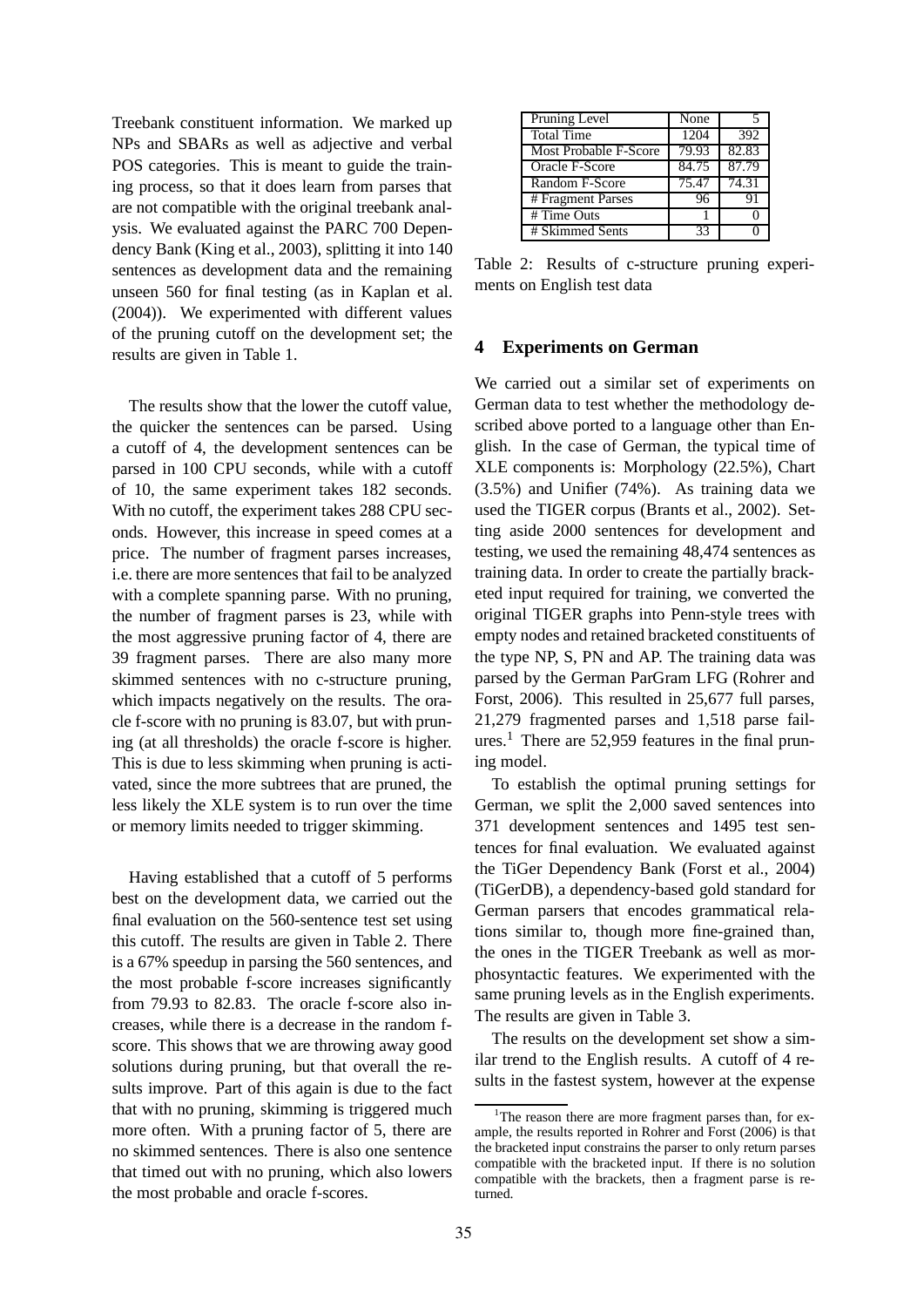Treebank constituent information. We marked up NPs and SBARs as well as adjective and verbal POS categories. This is meant to guide the training process, so that it does learn from parses that are not compatible with the original treebank analysis. We evaluated against the PARC 700 Dependency Bank (King et al., 2003), splitting it into 140 sentences as development data and the remaining unseen 560 for final testing (as in Kaplan et al. (2004)). We experimented with different values of the pruning cutoff on the development set; the results are given in Table 1.

The results show that the lower the cutoff value, the quicker the sentences can be parsed. Using a cutoff of 4, the development sentences can be parsed in 100 CPU seconds, while with a cutoff of 10, the same experiment takes 182 seconds. With no cutoff, the experiment takes 288 CPU seconds. However, this increase in speed comes at a price. The number of fragment parses increases, i.e. there are more sentences that fail to be analyzed with a complete spanning parse. With no pruning, the number of fragment parses is 23, while with the most aggressive pruning factor of 4, there are 39 fragment parses. There are also many more skimmed sentences with no c-structure pruning, which impacts negatively on the results. The oracle f-score with no pruning is 83.07, but with pruning (at all thresholds) the oracle f-score is higher. This is due to less skimming when pruning is activated, since the more subtrees that are pruned, the less likely the XLE system is to run over the time or memory limits needed to trigger skimming.

Having established that a cutoff of 5 performs best on the development data, we carried out the final evaluation on the 560-sentence test set using this cutoff. The results are given in Table 2. There is a 67% speedup in parsing the 560 sentences, and the most probable f-score increases significantly from 79.93 to 82.83. The oracle f-score also increases, while there is a decrease in the random f-score. This shows that we are throwing away good solutions during pruning, but that overall the results improve. Part of this again is due to the fact that with no pruning, skimming is triggered much more often. With a pruning factor of 5, there are no skimmed sentences. There is also one sentence that timed out with no pruning, which also lowers the most probable and oracle f-scores.

| Pruning Level | None | 5 |
|---|---|---|
| Total Time | 1204 | 392 |
| Most Probable F-Score | 79.93 | 82.83 |
| Oracle F-Score | 84.75 | 87.79 |
| Random F-Score | 75.47 | 74.31 |
| # Fragment Parses | 96 | 91 |
| # Time Outs | 1 | 0 |
| # Skimmed Sents | 33 | 0 |

Table 2: Results of c-structure pruning experiments on English test data

## 4 Experiments on German

We carried out a similar set of experiments on German data to test whether the methodology described above ported to a language other than English. In the case of German, the typical time of XLE components is: Morphology (22.5%), Chart (3.5%) and Unifier (74%). As training data we used the TIGER corpus (Brants et al., 2002). Setting aside 2000 sentences for development and testing, we used the remaining 48,474 sentences as training data. In order to create the partially bracketed input required for training, we converted the original TIGER graphs into Penn-style trees with empty nodes and retained bracketed constituents of the type NP, S, PN and AP. The training data was parsed by the German ParGram LFG (Rohrer and Forst, 2006). This resulted in 25,677 full parses, 21,279 fragmented parses and 1,518 parse failures.[1] There are 52,959 features in the final pruning model.

To establish the optimal pruning settings for German, we split the 2,000 saved sentences into 371 development sentences and 1495 test sentences for final evaluation. We evaluated against the TiGer Dependency Bank (Forst et al., 2004) (TiGerDB), a dependency-based gold standard for German parsers that encodes grammatical relations similar to, though more fine-grained than, the ones in the TIGER Treebank as well as morphosyntactic features. We experimented with the same pruning levels as in the English experiments. The results are given in Table 3.

The results on the development set show a similar trend to the English results. A cutoff of 4 results in the fastest system, however at the expense

[1] The reason there are more fragment parses than, for example, the results reported in Rohrer and Forst (2006) is that the bracketed input constrains the parser to only return parses compatible with the bracketed input. If there is no solution compatible with the brackets, then a fragment parse is returned.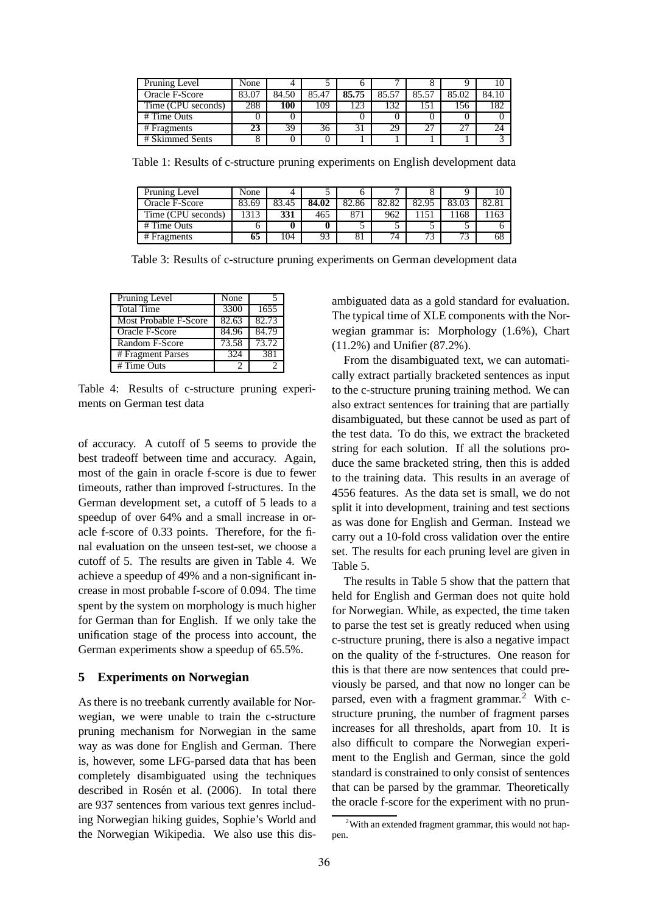| Pruning Level | None | 4 | 5 | 6 | 7 | 8 | 9 | 10 |
|---|---|---|---|---|---|---|---|---|
| Oracle F-Score | 83.07 | 84.50 | 85.47 | **85.75** | 85.57 | 85.57 | 85.02 | 84.10 |
| Time (CPU seconds) | 288 | **100** | 109 | 123 | 132 | 151 | 156 | 182 |
| # Time Outs | 0 | 0 | | 0 | 0 | 0 | 0 | 0 |
| # Fragments | **23** | 39 | 36 | 31 | 29 | 27 | 27 | 24 |
| # Skimmed Sents | 8 | 0 | 0 | 1 | 1 | 1 | 1 | 3 |

Table 1: Results of c-structure pruning experiments on English development data

| Pruning Level | None | 4 | 5 | 6 | 7 | 8 | 9 | 10 |
|---|---|---|---|---|---|---|---|---|
| Oracle F-Score | 83.69 | 83.45 | **84.02** | 82.86 | 82.82 | 82.95 | 83.03 | 82.81 |
| Time (CPU seconds) | 1313 | **331** | 465 | 871 | 962 | 1151 | 1168 | 1163 |
| # Time Outs | 6 | **0** | **0** | 5 | 5 | 5 | 5 | 6 |
| # Fragments | **65** | 104 | 93 | 81 | 74 | 73 | 73 | 68 |

Table 3: Results of c-structure pruning experiments on German development data

| Pruning Level | None | 5 |
|---|---|---|
| Total Time | 3300 | 1655 |
| Most Probable F-Score | 82.63 | 82.73 |
| Oracle F-Score | 84.96 | 84.79 |
| Random F-Score | 73.58 | 73.72 |
| # Fragment Parses | 324 | 381 |
| # Time Outs | 2 | 2 |

Table 4: Results of c-structure pruning experiments on German test data

of accuracy. A cutoff of 5 seems to provide the best tradeoff between time and accuracy. Again, most of the gain in oracle f-score is due to fewer timeouts, rather than improved f-structures. In the German development set, a cutoff of 5 leads to a speedup of over 64% and a small increase in oracle f-score of 0.33 points. Therefore, for the final evaluation on the unseen test-set, we choose a cutoff of 5. The results are given in Table 4. We achieve a speedup of 49% and a non-significant increase in most probable f-score of 0.094. The time spent by the system on morphology is much higher for German than for English. If we only take the unification stage of the process into account, the German experiments show a speedup of 65.5%.

## 5 Experiments on Norwegian

As there is no treebank currently available for Norwegian, we were unable to train the c-structure pruning mechanism for Norwegian in the same way as was done for English and German. There is, however, some LFG-parsed data that has been completely disambiguated using the techniques described in Rosén et al. (2006). In total there are 937 sentences from various text genres including Norwegian hiking guides, Sophie's World and the Norwegian Wikipedia. We also use this disambiguated data as a gold standard for evaluation. The typical time of XLE components with the Norwegian grammar is: Morphology (1.6%), Chart (11.2%) and Unifier (87.2%).

From the disambiguated text, we can automatically extract partially bracketed sentences as input to the c-structure pruning training method. We can also extract sentences for training that are partially disambiguated, but these cannot be used as part of the test data. To do this, we extract the bracketed string for each solution. If all the solutions produce the same bracketed string, then this is added to the training data. This results in an average of 4556 features. As the data set is small, we do not split it into development, training and test sections as was done for English and German. Instead we carry out a 10-fold cross validation over the entire set. The results for each pruning level are given in Table 5.

The results in Table 5 show that the pattern that held for English and German does not quite hold for Norwegian. While, as expected, the time taken to parse the test set is greatly reduced when using c-structure pruning, there is also a negative impact on the quality of the f-structures. One reason for this is that there are now sentences that could previously be parsed, and that now no longer can be parsed, even with a fragment grammar.[2] With c-structure pruning, the number of fragment parses increases for all thresholds, apart from 10. It is also difficult to compare the Norwegian experiment to the English and German, since the gold standard is constrained to only consist of sentences that can be parsed by the grammar. Theoretically the oracle f-score for the experiment with no prun-

[2] With an extended fragment grammar, this would not happen.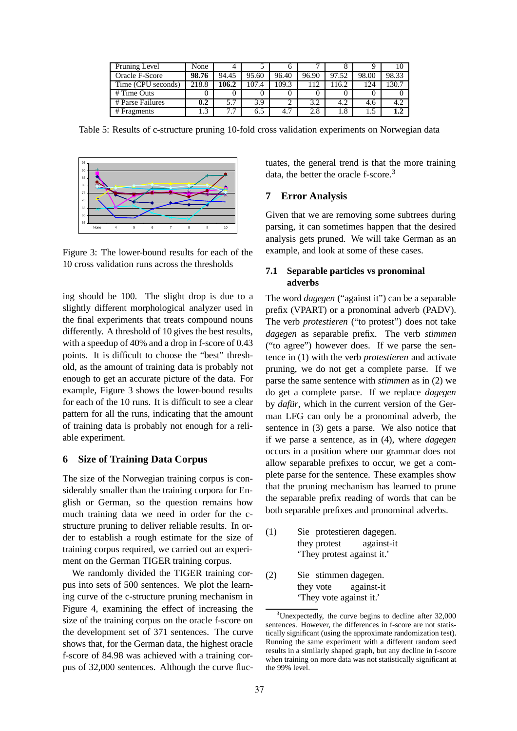| Pruning Level | None | 4 | 5 | 6 | 7 | 8 | 9 | 10 |
|---|---|---|---|---|---|---|---|---|
| Oracle F-Score | **98.76** | 94.45 | 95.60 | 96.40 | 96.90 | 97.52 | 98.00 | 98.33 |
| Time (CPU seconds) | 218.8 | **106.2** | 107.4 | 109.3 | 112 | 116.2 | 124 | 130.7 |
| # Time Outs | 0 | 0 | 0 | 0 | 0 | 0 | 0 | 0 |
| # Parse Failures | **0.2** | 5.7 | 3.9 | 2 | 3.2 | 4.2 | 4.6 | 4.2 |
| # Fragments | 1.3 | 7.7 | 6.5 | 4.7 | 2.8 | 1.8 | 1.5 | **1.2** |

Table 5: Results of c-structure pruning 10-fold cross validation experiments on Norwegian data

Figure 3: The lower-bound results for each of the 10 cross validation runs across the thresholds

ing should be 100. The slight drop is due to a slightly different morphological analyzer used in the final experiments that treats compound nouns differently. A threshold of 10 gives the best results, with a speedup of 40% and a drop in f-score of 0.43 points. It is difficult to choose the "best" threshold, as the amount of training data is probably not enough to get an accurate picture of the data. For example, Figure 3 shows the lower-bound results for each of the 10 runs. It is difficult to see a clear pattern for all the runs, indicating that the amount of training data is probably not enough for a reliable experiment.

## 6 Size of Training Data Corpus

The size of the Norwegian training corpus is considerably smaller than the training corpora for English or German, so the question remains how much training data we need in order for the c-structure pruning to deliver reliable results. In order to establish a rough estimate for the size of training corpus required, we carried out an experiment on the German TIGER training corpus.

We randomly divided the TIGER training corpus into sets of 500 sentences. We plot the learning curve of the c-structure pruning mechanism in Figure 4, examining the effect of increasing the size of the training corpus on the oracle f-score on the development set of 371 sentences. The curve shows that, for the German data, the highest oracle f-score of 84.98 was achieved with a training corpus of 32,000 sentences. Although the curve fluctuates, the general trend is that the more training data, the better the oracle f-score.[3]

## 7 Error Analysis

Given that we are removing some subtrees during parsing, it can sometimes happen that the desired analysis gets pruned. We will take German as an example, and look at some of these cases.

### 7.1 Separable particles vs pronominal adverbs

The word *dagegen* ("against it") can be a separable prefix (VPART) or a pronominal adverb (PADV). The verb *protestieren* ("to protest") does not take *dagegen* as separable prefix. The verb *stimmen* ("to agree") however does. If we parse the sentence in (1) with the verb *protestieren* and activate pruning, we do not get a complete parse. If we parse the same sentence with *stimmen* as in (2) we do get a complete parse. If we replace *dagegen* by *dafür*, which in the current version of the German LFG can only be a pronominal adverb, the sentence in (3) gets a parse. We also notice that if we parse a sentence, as in (4), where *dagegen* occurs in a position where our grammar does not allow separable prefixes to occur, we get a complete parse for the sentence. These examples show that the pruning mechanism has learned to prune the separable prefix reading of words that can be both separable prefixes and pronominal adverbs.

(1) Sie protestieren dagegen.
 they protest against-it
 'They protest against it.'

(2) Sie stimmen dagegen.
 they vote against-it
 'They vote against it.'

[3]Unexpectedly, the curve begins to decline after 32,000 sentences. However, the differences in f-score are not statistically significant (using the approximate randomization test). Running the same experiment with a different random seed results in a similarly shaped graph, but any decline in f-score when training on more data was not statistically significant at the 99% level.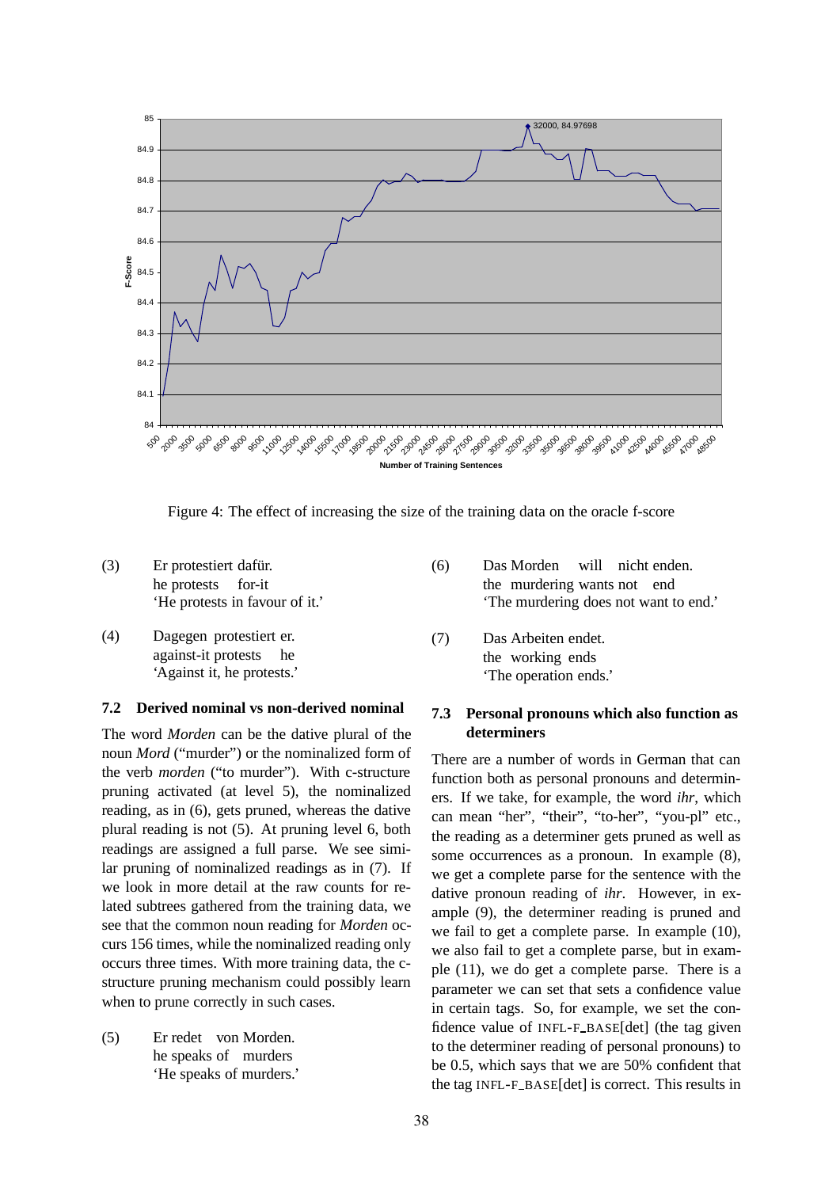Figure 4: The effect of increasing the size of the training data on the oracle f-score

(3) Er protestiert dafür.
he protests for-it
'He protests in favour of it.'

(4) Dagegen protestiert er.
against-it protests he
'Against it, he protests.'

### 7.2 Derived nominal vs non-derived nominal

The word *Morden* can be the dative plural of the noun *Mord* ("murder") or the nominalized form of the verb *morden* ("to murder"). With c-structure pruning activated (at level 5), the nominalized reading, as in (6), gets pruned, whereas the dative plural reading is not (5). At pruning level 6, both readings are assigned a full parse. We see similar pruning of nominalized readings as in (7). If we look in more detail at the raw counts for related subtrees gathered from the training data, we see that the common noun reading for *Morden* occurs 156 times, while the nominalized reading only occurs three times. With more training data, the c-structure pruning mechanism could possibly learn when to prune correctly in such cases.

(5) Er redet von Morden.
he speaks of murders
'He speaks of murders.'

(6) Das Morden will nicht enden.
the murdering wants not end
'The murdering does not want to end.'

(7) Das Arbeiten endet.
the working ends
'The operation ends.'

### 7.3 Personal pronouns which also function as determiners

There are a number of words in German that can function both as personal pronouns and determiners. If we take, for example, the word *ihr*, which can mean "her", "their", "to-her", "you-pl" etc., the reading as a determiner gets pruned as well as some occurrences as a pronoun. In example (8), we get a complete parse for the sentence with the dative pronoun reading of *ihr*. However, in example (9), the determiner reading is pruned and we fail to get a complete parse. In example (10), we also fail to get a complete parse, but in example (11), we do get a complete parse. There is a parameter we can set that sets a confidence value in certain tags. So, for example, we set the confidence value of INFL-F_BASE[det] (the tag given to the determiner reading of personal pronouns) to be 0.5, which says that we are 50% confident that the tag INFL-F_BASE[det] is correct. This results in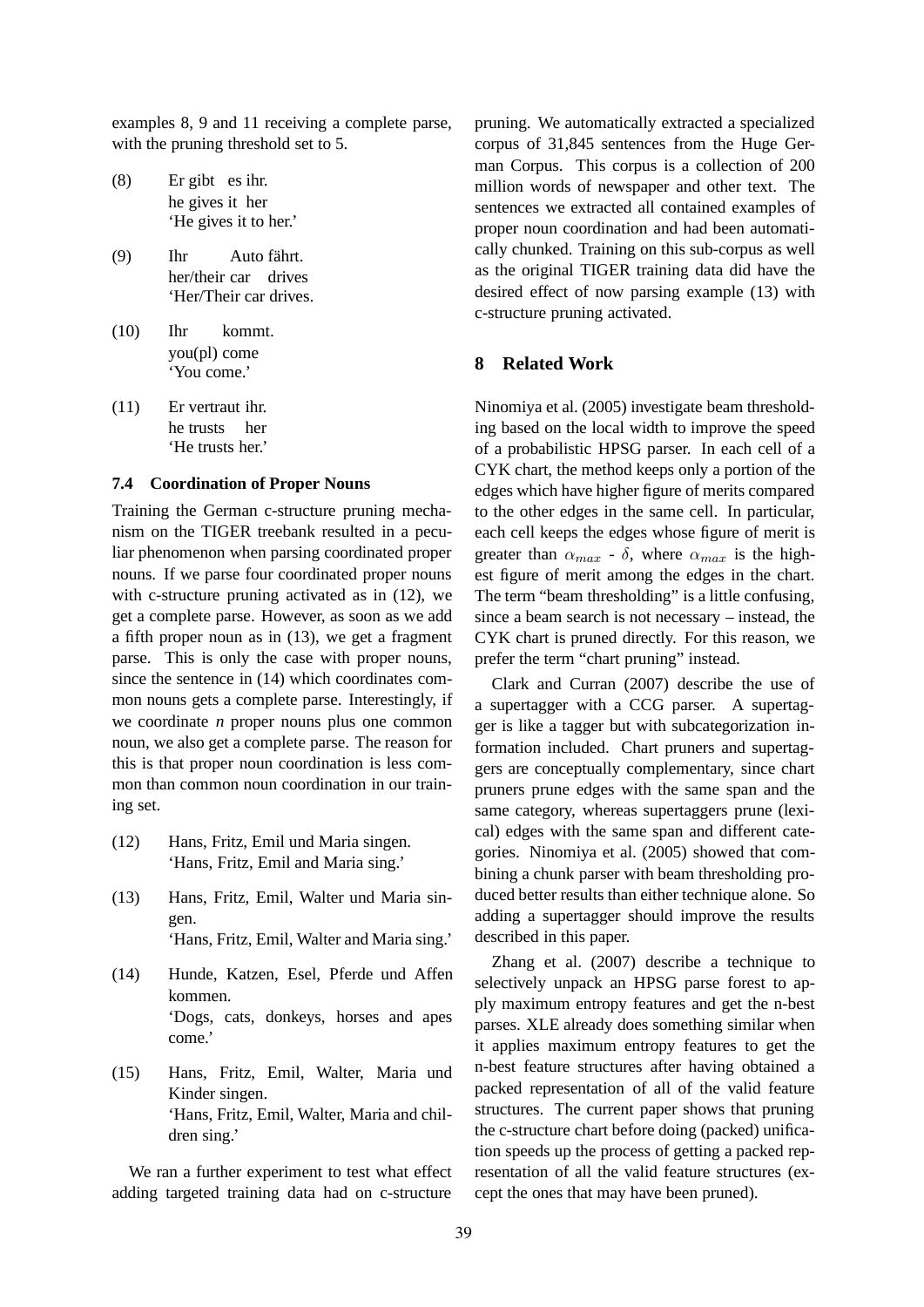examples 8, 9 and 11 receiving a complete parse, with the pruning threshold set to 5.

(8) Er gibt es ihr.
he gives it her
'He gives it to her.'

(9) Ihr Auto fährt.
her/their car drives
'Her/Their car drives.

(10) Ihr kommt.
you(pl) come
'You come.'

(11) Er vertraut ihr.
he trusts her
'He trusts her.'

### 7.4 Coordination of Proper Nouns

Training the German c-structure pruning mechanism on the TIGER treebank resulted in a peculiar phenomenon when parsing coordinated proper nouns. If we parse four coordinated proper nouns with c-structure pruning activated as in (12), we get a complete parse. However, as soon as we add a fifth proper noun as in (13), we get a fragment parse. This is only the case with proper nouns, since the sentence in (14) which coordinates common nouns gets a complete parse. Interestingly, if we coordinate *n* proper nouns plus one common noun, we also get a complete parse. The reason for this is that proper noun coordination is less common than common noun coordination in our training set.

(12) Hans, Fritz, Emil und Maria singen.
'Hans, Fritz, Emil and Maria sing.'

(13) Hans, Fritz, Emil, Walter und Maria singen.
'Hans, Fritz, Emil, Walter and Maria sing.'

(14) Hunde, Katzen, Esel, Pferde und Affen kommen.
'Dogs, cats, donkeys, horses and apes come.'

(15) Hans, Fritz, Emil, Walter, Maria und Kinder singen.
'Hans, Fritz, Emil, Walter, Maria and children sing.'

We ran a further experiment to test what effect adding targeted training data had on c-structure pruning. We automatically extracted a specialized corpus of 31,845 sentences from the Huge German Corpus. This corpus is a collection of 200 million words of newspaper and other text. The sentences we extracted all contained examples of proper noun coordination and had been automatically chunked. Training on this sub-corpus as well as the original TIGER training data did have the desired effect of now parsing example (13) with c-structure pruning activated.

## 8 Related Work

Ninomiya et al. (2005) investigate beam thresholding based on the local width to improve the speed of a probabilistic HPSG parser. In each cell of a CYK chart, the method keeps only a portion of the edges which have higher figure of merits compared to the other edges in the same cell. In particular, each cell keeps the edges whose figure of merit is greater than $\alpha_{max}$ - $\delta$, where $\alpha_{max}$ is the highest figure of merit among the edges in the chart. The term "beam thresholding" is a little confusing, since a beam search is not necessary – instead, the CYK chart is pruned directly. For this reason, we prefer the term "chart pruning" instead.

Clark and Curran (2007) describe the use of a supertagger with a CCG parser. A supertagger is like a tagger but with subcategorization information included. Chart pruners and supertaggers are conceptually complementary, since chart pruners prune edges with the same span and the same category, whereas supertaggers prune (lexical) edges with the same span and different categories. Ninomiya et al. (2005) showed that combining a chunk parser with beam thresholding produced better results than either technique alone. So adding a supertagger should improve the results described in this paper.

Zhang et al. (2007) describe a technique to selectively unpack an HPSG parse forest to apply maximum entropy features and get the n-best parses. XLE already does something similar when it applies maximum entropy features to get the n-best feature structures after having obtained a packed representation of all of the valid feature structures. The current paper shows that pruning the c-structure chart before doing (packed) unification speeds up the process of getting a packed representation of all the valid feature structures (except the ones that may have been pruned).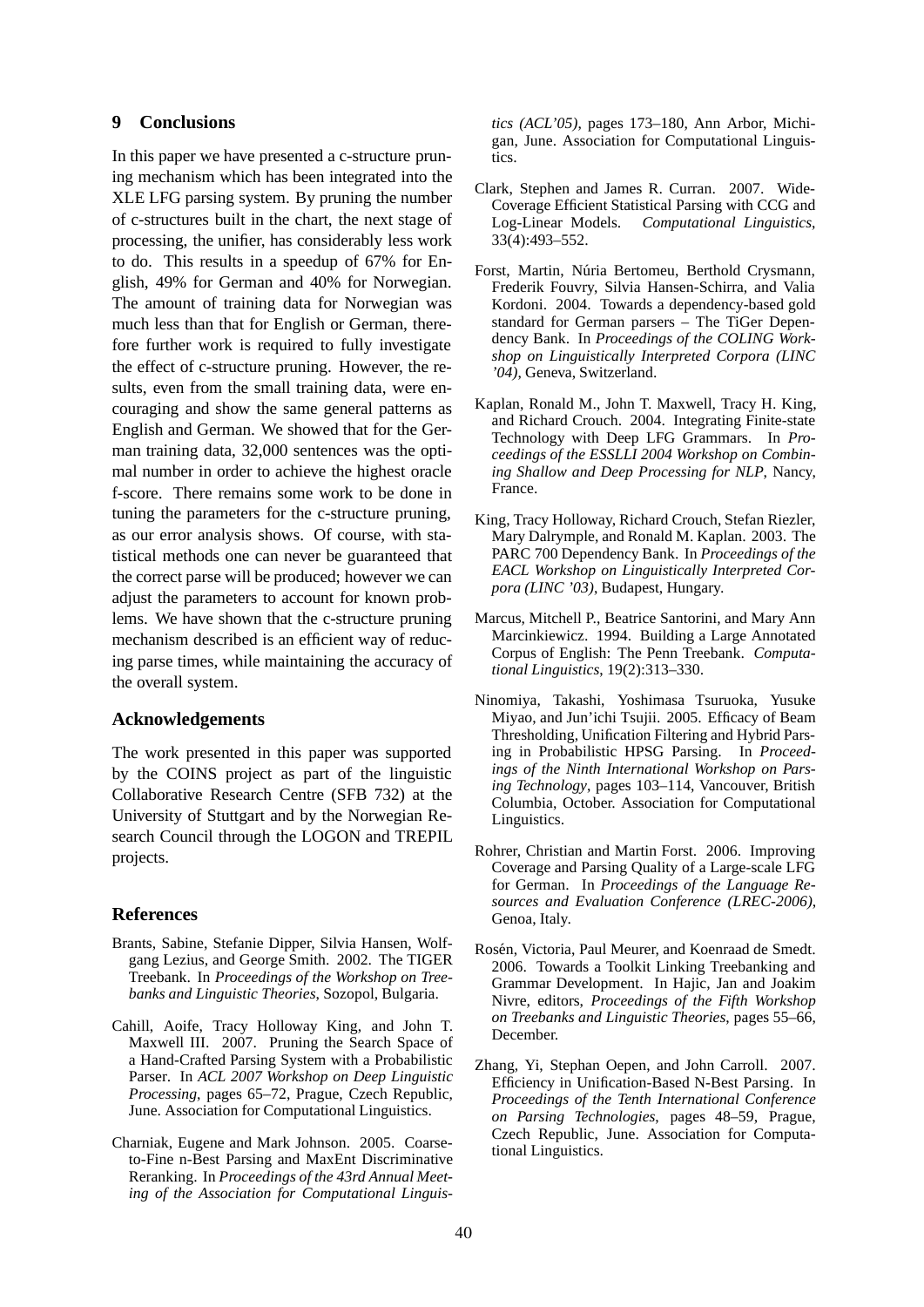## 9 Conclusions

In this paper we have presented a c-structure pruning mechanism which has been integrated into the XLE LFG parsing system. By pruning the number of c-structures built in the chart, the next stage of processing, the unifier, has considerably less work to do. This results in a speedup of 67% for English, 49% for German and 40% for Norwegian. The amount of training data for Norwegian was much less than that for English or German, therefore further work is required to fully investigate the effect of c-structure pruning. However, the results, even from the small training data, were encouraging and show the same general patterns as English and German. We showed that for the German training data, 32,000 sentences was the optimal number in order to achieve the highest oracle f-score. There remains some work to be done in tuning the parameters for the c-structure pruning, as our error analysis shows. Of course, with statistical methods one can never be guaranteed that the correct parse will be produced; however we can adjust the parameters to account for known problems. We have shown that the c-structure pruning mechanism described is an efficient way of reducing parse times, while maintaining the accuracy of the overall system.

## Acknowledgements

The work presented in this paper was supported by the COINS project as part of the linguistic Collaborative Research Centre (SFB 732) at the University of Stuttgart and by the Norwegian Research Council through the LOGON and TREPIL projects.

## References

Brants, Sabine, Stefanie Dipper, Silvia Hansen, Wolfgang Lezius, and George Smith. 2002. The TIGER Treebank. In *Proceedings of the Workshop on Treebanks and Linguistic Theories*, Sozopol, Bulgaria.

Cahill, Aoife, Tracy Holloway King, and John T. Maxwell III. 2007. Pruning the Search Space of a Hand-Crafted Parsing System with a Probabilistic Parser. In *ACL 2007 Workshop on Deep Linguistic Processing*, pages 65–72, Prague, Czech Republic, June. Association for Computational Linguistics.

Charniak, Eugene and Mark Johnson. 2005. Coarse-to-Fine n-Best Parsing and MaxEnt Discriminative Reranking. In *Proceedings of the 43rd Annual Meeting of the Association for Computational Linguistics (ACL'05)*, pages 173–180, Ann Arbor, Michigan, June. Association for Computational Linguistics.

Clark, Stephen and James R. Curran. 2007. Wide-Coverage Efficient Statistical Parsing with CCG and Log-Linear Models. *Computational Linguistics*, 33(4):493–552.

Forst, Martin, Núria Bertomeu, Berthold Crysmann, Frederik Fouvry, Silvia Hansen-Schirra, and Valia Kordoni. 2004. Towards a dependency-based gold standard for German parsers – The TiGer Dependency Bank. In *Proceedings of the COLING Workshop on Linguistically Interpreted Corpora (LINC '04)*, Geneva, Switzerland.

Kaplan, Ronald M., John T. Maxwell, Tracy H. King, and Richard Crouch. 2004. Integrating Finite-state Technology with Deep LFG Grammars. In *Proceedings of the ESSLLI 2004 Workshop on Combining Shallow and Deep Processing for NLP*, Nancy, France.

King, Tracy Holloway, Richard Crouch, Stefan Riezler, Mary Dalrymple, and Ronald M. Kaplan. 2003. The PARC 700 Dependency Bank. In *Proceedings of the EACL Workshop on Linguistically Interpreted Corpora (LINC '03)*, Budapest, Hungary.

Marcus, Mitchell P., Beatrice Santorini, and Mary Ann Marcinkiewicz. 1994. Building a Large Annotated Corpus of English: The Penn Treebank. *Computational Linguistics*, 19(2):313–330.

Ninomiya, Takashi, Yoshimasa Tsuruoka, Yusuke Miyao, and Jun'ichi Tsujii. 2005. Efficacy of Beam Thresholding, Unification Filtering and Hybrid Parsing in Probabilistic HPSG Parsing. In *Proceedings of the Ninth International Workshop on Parsing Technology*, pages 103–114, Vancouver, British Columbia, October. Association for Computational Linguistics.

Rohrer, Christian and Martin Forst. 2006. Improving Coverage and Parsing Quality of a Large-scale LFG for German. In *Proceedings of the Language Resources and Evaluation Conference (LREC-2006)*, Genoa, Italy.

Rosén, Victoria, Paul Meurer, and Koenraad de Smedt. 2006. Towards a Toolkit Linking Treebanking and Grammar Development. In Hajic, Jan and Joakim Nivre, editors, *Proceedings of the Fifth Workshop on Treebanks and Linguistic Theories*, pages 55–66, December.

Zhang, Yi, Stephan Oepen, and John Carroll. 2007. Efficiency in Unification-Based N-Best Parsing. In *Proceedings of the Tenth International Conference on Parsing Technologies*, pages 48–59, Prague, Czech Republic, June. Association for Computational Linguistics.